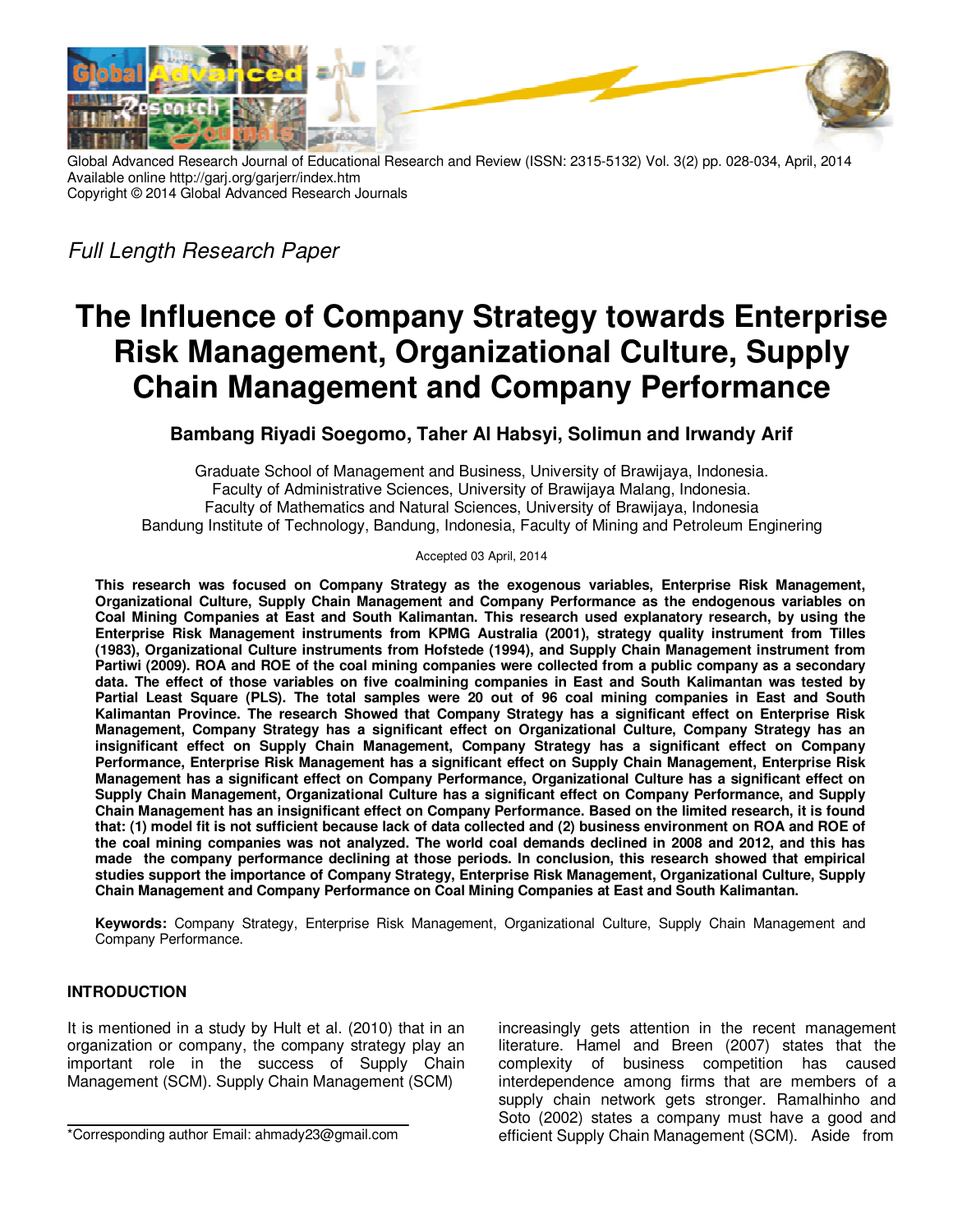Global Advanced Research Journal of Educational Research and Review (ISSN: 2315-5132) Vol. 3(2) pp. 028-034, April, 2014
Available online http://garj.org/garjerr/index.htm
Copyright © 2014 Global Advanced Research Journals

*Full Length Research Paper*

# The Influence of Company Strategy towards Enterprise Risk Management, Organizational Culture, Supply Chain Management and Company Performance

**Bambang Riyadi Soegomo, Taher Al Habsyi, Solimun and Irwandy Arif**

Graduate School of Management and Business, University of Brawijaya, Indonesia.
Faculty of Administrative Sciences, University of Brawijaya Malang, Indonesia.
Faculty of Mathematics and Natural Sciences, University of Brawijaya, Indonesia
Bandung Institute of Technology, Bandung, Indonesia, Faculty of Mining and Petroleum Enginering

Accepted 03 April, 2014

**This research was focused on Company Strategy as the exogenous variables, Enterprise Risk Management, Organizational Culture, Supply Chain Management and Company Performance as the endogenous variables on Coal Mining Companies at East and South Kalimantan. This research used explanatory research, by using the Enterprise Risk Management instruments from KPMG Australia (2001), strategy quality instrument from Tilles (1983), Organizational Culture instruments from Hofstede (1994), and Supply Chain Management instrument from Partiwi (2009). ROA and ROE of the coal mining companies were collected from a public company as a secondary data. The effect of those variables on five coalmining companies in East and South Kalimantan was tested by Partial Least Square (PLS). The total samples were 20 out of 96 coal mining companies in East and South Kalimantan Province. The research Showed that Company Strategy has a significant effect on Enterprise Risk Management, Company Strategy has a significant effect on Organizational Culture, Company Strategy has an insignificant effect on Supply Chain Management, Company Strategy has a significant effect on Company Performance, Enterprise Risk Management has a significant effect on Supply Chain Management, Enterprise Risk Management has a significant effect on Company Performance, Organizational Culture has a significant effect on Supply Chain Management, Organizational Culture has a significant effect on Company Performance, and Supply Chain Management has an insignificant effect on Company Performance. Based on the limited research, it is found that: (1) model fit is not sufficient because lack of data collected and (2) business environment on ROA and ROE of the coal mining companies was not analyzed. The world coal demands declined in 2008 and 2012, and this has made the company performance declining at those periods. In conclusion, this research showed that empirical studies support the importance of Company Strategy, Enterprise Risk Management, Organizational Culture, Supply Chain Management and Company Performance on Coal Mining Companies at East and South Kalimantan.**

**Keywords:** Company Strategy, Enterprise Risk Management, Organizational Culture, Supply Chain Management and Company Performance.

## INTRODUCTION

It is mentioned in a study by Hult et al. (2010) that in an organization or company, the company strategy play an important role in the success of Supply Chain Management (SCM). Supply Chain Management (SCM) increasingly gets attention in the recent management literature. Hamel and Breen (2007) states that the complexity of business competition has caused interdependence among firms that are members of a supply chain network gets stronger. Ramalhinho and Soto (2002) states a company must have a good and efficient Supply Chain Management (SCM). Aside from

*Corresponding author Email: ahmady23@gmail.com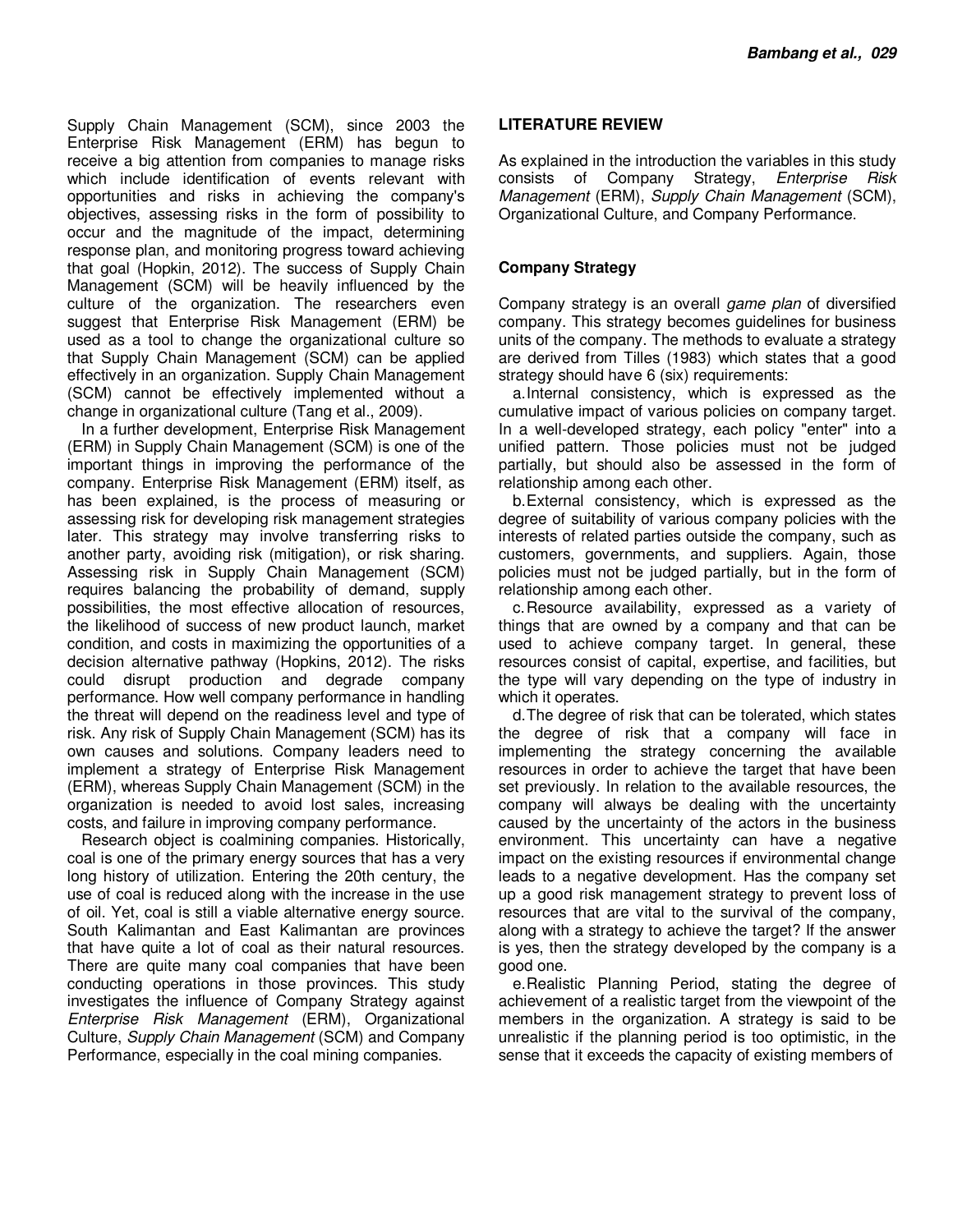Supply Chain Management (SCM), since 2003 the Enterprise Risk Management (ERM) has begun to receive a big attention from companies to manage risks which include identification of events relevant with opportunities and risks in achieving the company's objectives, assessing risks in the form of possibility to occur and the magnitude of the impact, determining response plan, and monitoring progress toward achieving that goal (Hopkin, 2012). The success of Supply Chain Management (SCM) will be heavily influenced by the culture of the organization. The researchers even suggest that Enterprise Risk Management (ERM) be used as a tool to change the organizational culture so that Supply Chain Management (SCM) can be applied effectively in an organization. Supply Chain Management (SCM) cannot be effectively implemented without a change in organizational culture (Tang et al., 2009).

In a further development, Enterprise Risk Management (ERM) in Supply Chain Management (SCM) is one of the important things in improving the performance of the company. Enterprise Risk Management (ERM) itself, as has been explained, is the process of measuring or assessing risk for developing risk management strategies later. This strategy may involve transferring risks to another party, avoiding risk (mitigation), or risk sharing. Assessing risk in Supply Chain Management (SCM) requires balancing the probability of demand, supply possibilities, the most effective allocation of resources, the likelihood of success of new product launch, market condition, and costs in maximizing the opportunities of a decision alternative pathway (Hopkins, 2012). The risks could disrupt production and degrade company performance. How well company performance in handling the threat will depend on the readiness level and type of risk. Any risk of Supply Chain Management (SCM) has its own causes and solutions. Company leaders need to implement a strategy of Enterprise Risk Management (ERM), whereas Supply Chain Management (SCM) in the organization is needed to avoid lost sales, increasing costs, and failure in improving company performance.

Research object is coalmining companies. Historically, coal is one of the primary energy sources that has a very long history of utilization. Entering the 20th century, the use of coal is reduced along with the increase in the use of oil. Yet, coal is still a viable alternative energy source. South Kalimantan and East Kalimantan are provinces that have quite a lot of coal as their natural resources. There are quite many coal companies that have been conducting operations in those provinces. This study investigates the influence of Company Strategy against *Enterprise Risk Management* (ERM), Organizational Culture, *Supply Chain Management* (SCM) and Company Performance, especially in the coal mining companies.

## LITERATURE REVIEW

As explained in the introduction the variables in this study consists of Company Strategy, *Enterprise Risk Management* (ERM), *Supply Chain Management* (SCM), Organizational Culture, and Company Performance.

### Company Strategy

Company strategy is an overall *game plan* of diversified company. This strategy becomes guidelines for business units of the company. The methods to evaluate a strategy are derived from Tilles (1983) which states that a good strategy should have 6 (six) requirements:

a. Internal consistency, which is expressed as the cumulative impact of various policies on company target. In a well-developed strategy, each policy "enter" into a unified pattern. Those policies must not be judged partially, but should also be assessed in the form of relationship among each other.

b. External consistency, which is expressed as the degree of suitability of various company policies with the interests of related parties outside the company, such as customers, governments, and suppliers. Again, those policies must not be judged partially, but in the form of relationship among each other.

c. Resource availability, expressed as a variety of things that are owned by a company and that can be used to achieve company target. In general, these resources consist of capital, expertise, and facilities, but the type will vary depending on the type of industry in which it operates.

d. The degree of risk that can be tolerated, which states the degree of risk that a company will face in implementing the strategy concerning the available resources in order to achieve the target that have been set previously. In relation to the available resources, the company will always be dealing with the uncertainty caused by the uncertainty of the actors in the business environment. This uncertainty can have a negative impact on the existing resources if environmental change leads to a negative development. Has the company set up a good risk management strategy to prevent loss of resources that are vital to the survival of the company, along with a strategy to achieve the target? If the answer is yes, then the strategy developed by the company is a good one.

e. Realistic Planning Period, stating the degree of achievement of a realistic target from the viewpoint of the members in the organization. A strategy is said to be unrealistic if the planning period is too optimistic, in the sense that it exceeds the capacity of existing members of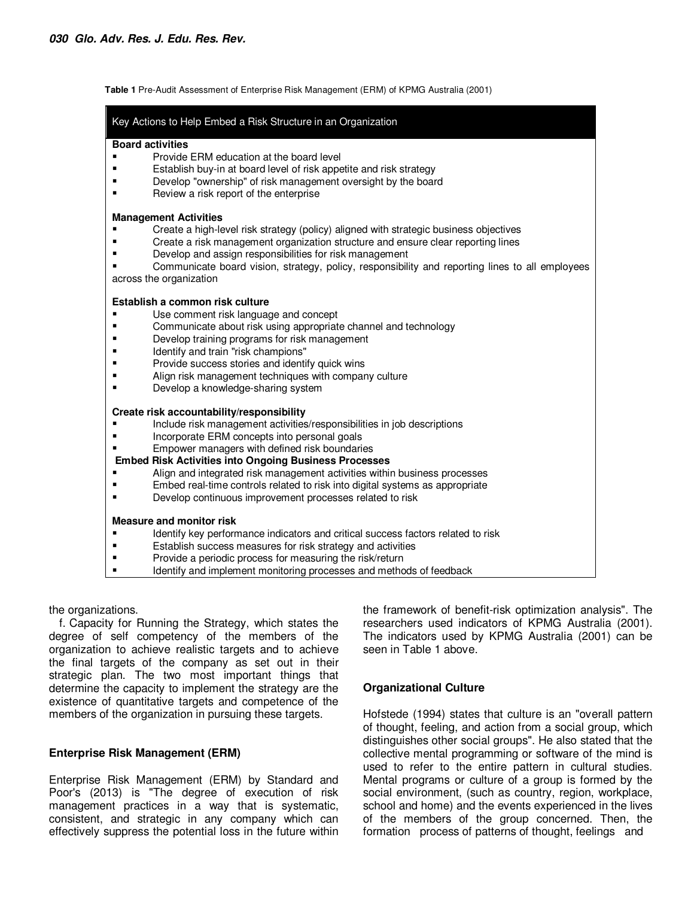Table 1 Pre-Audit Assessment of Enterprise Risk Management (ERM) of KPMG Australia (2001)

| Key Actions to Help Embed a Risk Structure in an Organization |
|---|
| **Board activities** |
| ▪ Provide ERM education at the board level |
| ▪ Establish buy-in at board level of risk appetite and risk strategy |
| ▪ Develop "ownership" of risk management oversight by the board |
| ▪ Review a risk report of the enterprise |
| **Management Activities** |
| ▪ Create a high-level risk strategy (policy) aligned with strategic business objectives |
| ▪ Create a risk management organization structure and ensure clear reporting lines |
| ▪ Develop and assign responsibilities for risk management |
| ▪ Communicate board vision, strategy, policy, responsibility and reporting lines to all employees across the organization |
| **Establish a common risk culture** |
| ▪ Use comment risk language and concept |
| ▪ Communicate about risk using appropriate channel and technology |
| ▪ Develop training programs for risk management |
| ▪ Identify and train "risk champions" |
| ▪ Provide success stories and identify quick wins |
| ▪ Align risk management techniques with company culture |
| ▪ Develop a knowledge-sharing system |
| **Create risk accountability/responsibility** |
| ▪ Include risk management activities/responsibilities in job descriptions |
| ▪ Incorporate ERM concepts into personal goals |
| ▪ Empower managers with defined risk boundaries |
| **Embed Risk Activities into Ongoing Business Processes** |
| ▪ Align and integrated risk management activities within business processes |
| ▪ Embed real-time controls related to risk into digital systems as appropriate |
| ▪ Develop continuous improvement processes related to risk |
| **Measure and monitor risk** |
| ▪ Identify key performance indicators and critical success factors related to risk |
| ▪ Establish success measures for risk strategy and activities |
| ▪ Provide a periodic process for measuring the risk/return |
| ▪ Identify and implement monitoring processes and methods of feedback |

the organizations.

f. Capacity for Running the Strategy, which states the degree of self competency of the members of the organization to achieve realistic targets and to achieve the final targets of the company as set out in their strategic plan. The two most important things that determine the capacity to implement the strategy are the existence of quantitative targets and competence of the members of the organization in pursuing these targets.

## Enterprise Risk Management (ERM)

Enterprise Risk Management (ERM) by Standard and Poor's (2013) is "The degree of execution of risk management practices in a way that is systematic, consistent, and strategic in any company which can effectively suppress the potential loss in the future within the framework of benefit-risk optimization analysis". The researchers used indicators of KPMG Australia (2001). The indicators used by KPMG Australia (2001) can be seen in Table 1 above.

## Organizational Culture

Hofstede (1994) states that culture is an "overall pattern of thought, feeling, and action from a social group, which distinguishes other social groups". He also stated that the collective mental programming or software of the mind is used to refer to the entire pattern in cultural studies. Mental programs or culture of a group is formed by the social environment, (such as country, region, workplace, school and home) and the events experienced in the lives of the members of the group concerned. Then, the formation process of patterns of thought, feelings and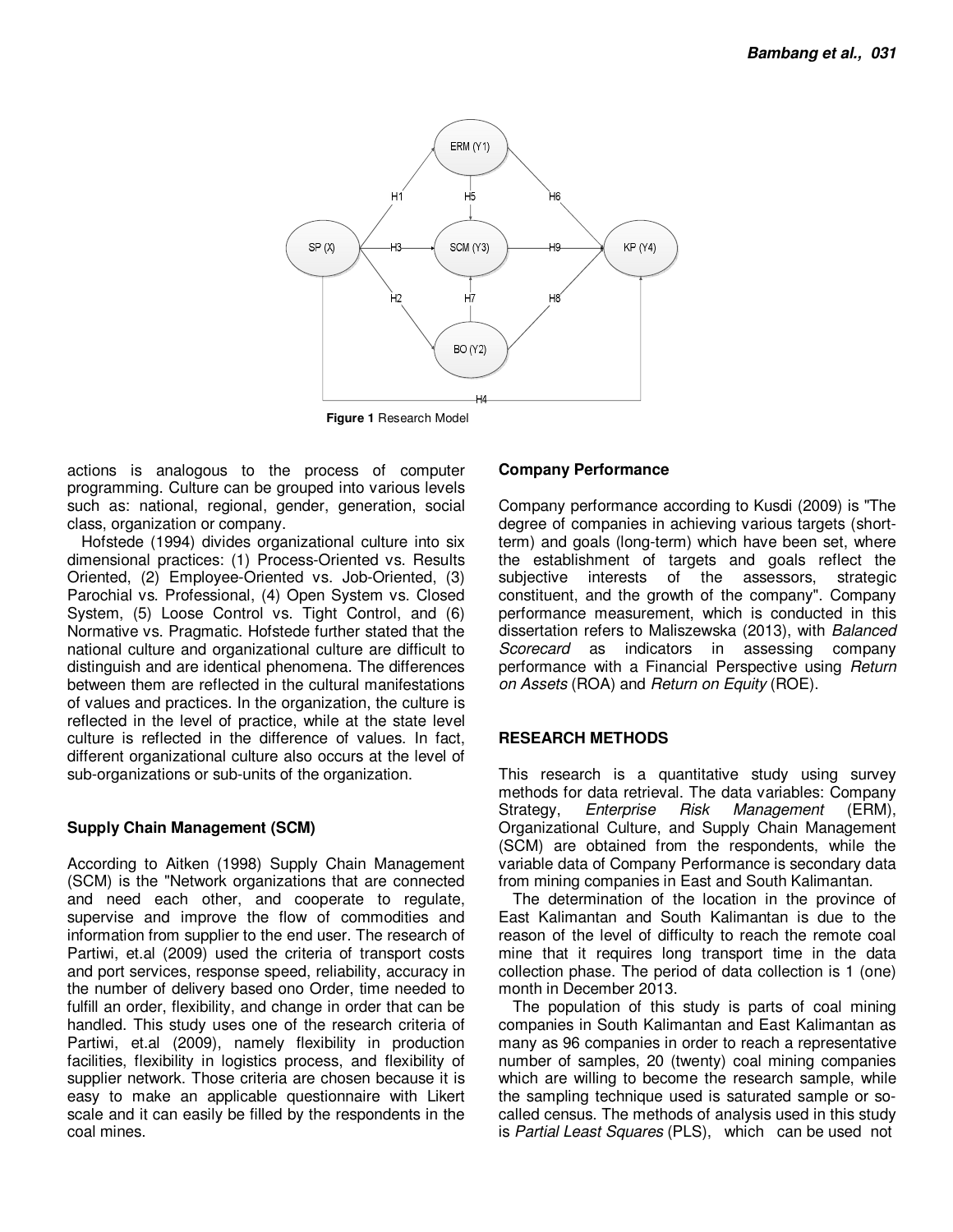**Figure 1** Research Model

actions is analogous to the process of computer programming. Culture can be grouped into various levels such as: national, regional, gender, generation, social class, organization or company.

Hofstede (1994) divides organizational culture into six dimensional practices: (1) Process-Oriented vs. Results Oriented, (2) Employee-Oriented vs. Job-Oriented, (3) Parochial vs. Professional, (4) Open System vs. Closed System, (5) Loose Control vs. Tight Control, and (6) Normative vs. Pragmatic. Hofstede further stated that the national culture and organizational culture are difficult to distinguish and are identical phenomena. The differences between them are reflected in the cultural manifestations of values and practices. In the organization, the culture is reflected in the level of practice, while at the state level culture is reflected in the difference of values. In fact, different organizational culture also occurs at the level of sub-organizations or sub-units of the organization.

### Supply Chain Management (SCM)

According to Aitken (1998) Supply Chain Management (SCM) is the "Network organizations that are connected and need each other, and cooperate to regulate, supervise and improve the flow of commodities and information from supplier to the end user. The research of Partiwi, et.al (2009) used the criteria of transport costs and port services, response speed, reliability, accuracy in the number of delivery based ono Order, time needed to fulfill an order, flexibility, and change in order that can be handled. This study uses one of the research criteria of Partiwi, et.al (2009), namely flexibility in production facilities, flexibility in logistics process, and flexibility of supplier network. Those criteria are chosen because it is easy to make an applicable questionnaire with Likert scale and it can easily be filled by the respondents in the coal mines.

### Company Performance

Company performance according to Kusdi (2009) is "The degree of companies in achieving various targets (short-term) and goals (long-term) which have been set, where the establishment of targets and goals reflect the subjective interests of the assessors, strategic constituent, and the growth of the company". Company performance measurement, which is conducted in this dissertation refers to Maliszewska (2013), with *Balanced Scorecard* as indicators in assessing company performance with a Financial Perspective using *Return on Assets* (ROA) and *Return on Equity* (ROE).

## RESEARCH METHODS

This research is a quantitative study using survey methods for data retrieval. The data variables: Company Strategy, *Enterprise Risk Management* (ERM), Organizational Culture, and Supply Chain Management (SCM) are obtained from the respondents, while the variable data of Company Performance is secondary data from mining companies in East and South Kalimantan.

The determination of the location in the province of East Kalimantan and South Kalimantan is due to the reason of the level of difficulty to reach the remote coal mine that it requires long transport time in the data collection phase. The period of data collection is 1 (one) month in December 2013.

The population of this study is parts of coal mining companies in South Kalimantan and East Kalimantan as many as 96 companies in order to reach a representative number of samples, 20 (twenty) coal mining companies which are willing to become the research sample, while the sampling technique used is saturated sample or so-called census. The methods of analysis used in this study is *Partial Least Squares* (PLS), which can be used not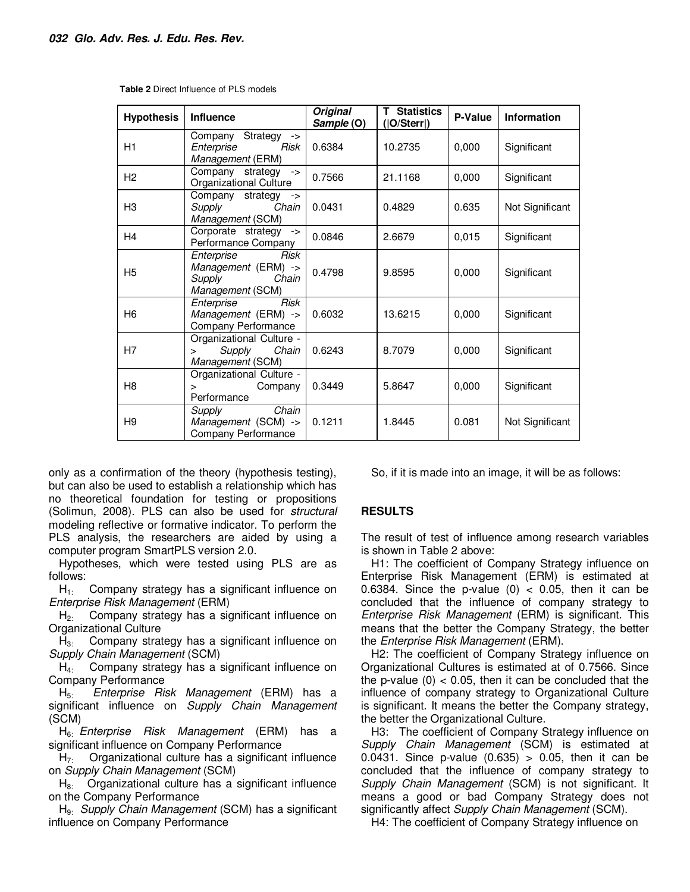**Table 2** Direct Influence of PLS models

| Hypothesis | Influence | *Original Sample* (O) | T Statistics (\|O/Sterr\|) | P-Value | Information |
|---|---|---|---|---|---|
| H1 | Company Strategy -> *Enterprise Risk Management* (ERM) | 0.6384 | 10.2735 | 0,000 | Significant |
| H2 | Company strategy -> Organizational Culture | 0.7566 | 21.1168 | 0,000 | Significant |
| H3 | Company strategy -> *Supply Chain Management* (SCM) | 0.0431 | 0.4829 | 0.635 | Not Significant |
| H4 | Corporate strategy -> Performance Company | 0.0846 | 2.6679 | 0,015 | Significant |
| H5 | *Enterprise Risk Management* (ERM) -> *Supply Chain Management* (SCM) | 0.4798 | 9.8595 | 0,000 | Significant |
| H6 | *Enterprise Risk Management* (ERM) -> Company Performance | 0.6032 | 13.6215 | 0,000 | Significant |
| H7 | Organizational Culture -> *Supply Chain Management* (SCM) | 0.6243 | 8.7079 | 0,000 | Significant |
| H8 | Organizational Culture -> Company Performance | 0.3449 | 5.8647 | 0,000 | Significant |
| H9 | *Supply Chain Management* (SCM) -> Company Performance | 0.1211 | 1.8445 | 0.081 | Not Significant |

only as a confirmation of the theory (hypothesis testing), but can also be used to establish a relationship which has no theoretical foundation for testing or propositions (Solimun, 2008). PLS can also be used for *structural* modeling reflective or formative indicator. To perform the PLS analysis, the researchers are aided by using a computer program SmartPLS version 2.0.

Hypotheses, which were tested using PLS are as follows:

$H_1$: Company strategy has a significant influence on *Enterprise Risk Management* (ERM)

$H_2$: Company strategy has a significant influence on Organizational Culture

$H_3$: Company strategy has a significant influence on *Supply Chain Management* (SCM)

$H_4$: Company strategy has a significant influence on Company Performance

$H_5$: *Enterprise Risk Management* (ERM) has a significant influence on *Supply Chain Management* (SCM)

$H_6$: *Enterprise Risk Management* (ERM) has a significant influence on Company Performance

$H_7$: Organizational culture has a significant influence on *Supply Chain Management* (SCM)

$H_8$: Organizational culture has a significant influence on the Company Performance

$H_9$: *Supply Chain Management* (SCM) has a significant influence on Company Performance

So, if it is made into an image, it will be as follows:

## RESULTS

The result of test of influence among research variables is shown in Table 2 above:

H1: The coefficient of Company Strategy influence on Enterprise Risk Management (ERM) is estimated at 0.6384. Since the p-value (0) < 0.05, then it can be concluded that the influence of company strategy to *Enterprise Risk Management* (ERM) is significant. This means that the better the Company Strategy, the better the *Enterprise Risk Management* (ERM).

H2: The coefficient of Company Strategy influence on Organizational Cultures is estimated at of 0.7566. Since the p-value (0) < 0.05, then it can be concluded that the influence of company strategy to Organizational Culture is significant. It means the better the Company strategy, the better the Organizational Culture.

H3: The coefficient of Company Strategy influence on *Supply Chain Management* (SCM) is estimated at 0.0431. Since p-value (0.635) > 0.05, then it can be concluded that the influence of company strategy to *Supply Chain Management* (SCM) is not significant. It means a good or bad Company Strategy does not significantly affect *Supply Chain Management* (SCM).

H4: The coefficient of Company Strategy influence on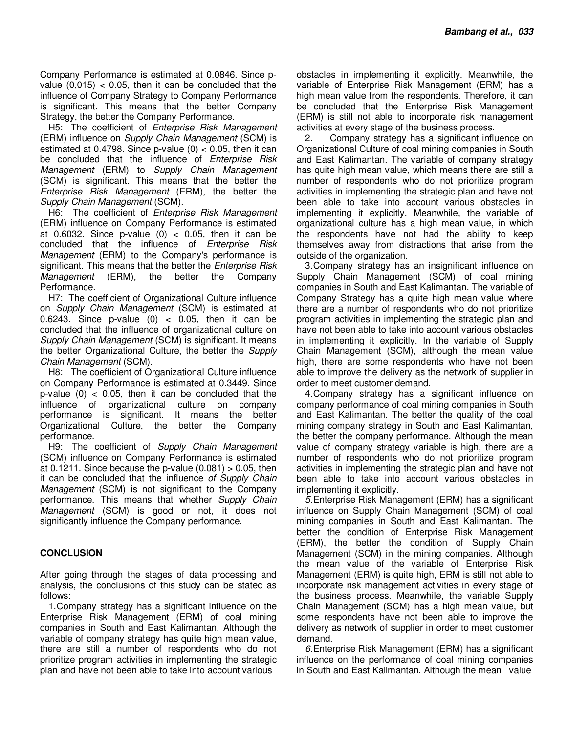Company Performance is estimated at 0.0846. Since p-value (0,015) < 0.05, then it can be concluded that the influence of Company Strategy to Company Performance is significant. This means that the better Company Strategy, the better the Company Performance.

H5: The coefficient of *Enterprise Risk Management* (ERM) influence on *Supply Chain Management* (SCM) is estimated at 0.4798. Since p-value (0) < 0.05, then it can be concluded that the influence of *Enterprise Risk Management* (ERM) to *Supply Chain Management* (SCM) is significant. This means that the better the *Enterprise Risk Management* (ERM), the better the *Supply Chain Management* (SCM).

H6: The coefficient of *Enterprise Risk Management* (ERM) influence on Company Performance is estimated at 0.6032. Since p-value (0) < 0.05, then it can be concluded that the influence of *Enterprise Risk Management* (ERM) to the Company's performance is significant. This means that the better the *Enterprise Risk Management* (ERM), the better the Company Performance.

H7: The coefficient of Organizational Culture influence on *Supply Chain Management* (SCM) is estimated at 0.6243. Since p-value (0) < 0.05, then it can be concluded that the influence of organizational culture on *Supply Chain Management* (SCM) is significant. It means the better Organizational Culture, the better the *Supply Chain Management* (SCM).

H8: The coefficient of Organizational Culture influence on Company Performance is estimated at 0.3449. Since p-value (0) < 0.05, then it can be concluded that the influence of organizational culture on company performance is significant. It means the better Organizational Culture, the better the Company performance.

H9: The coefficient of *Supply Chain Management* (SCM) influence on Company Performance is estimated at 0.1211. Since because the p-value (0.081) > 0.05, then it can be concluded that the influence *of Supply Chain Management* (SCM) is not significant to the Company performance. This means that whether *Supply Chain Management* (SCM) is good or not, it does not significantly influence the Company performance.

## CONCLUSION

After going through the stages of data processing and analysis, the conclusions of this study can be stated as follows:

1. Company strategy has a significant influence on the Enterprise Risk Management (ERM) of coal mining companies in South and East Kalimantan. Although the variable of company strategy has quite high mean value, there are still a number of respondents who do not prioritize program activities in implementing the strategic plan and have not been able to take into account various obstacles in implementing it explicitly. Meanwhile, the variable of Enterprise Risk Management (ERM) has a high mean value from the respondents. Therefore, it can be concluded that the Enterprise Risk Management (ERM) is still not able to incorporate risk management activities at every stage of the business process.

2. Company strategy has a significant influence on Organizational Culture of coal mining companies in South and East Kalimantan. The variable of company strategy has quite high mean value, which means there are still a number of respondents who do not prioritize program activities in implementing the strategic plan and have not been able to take into account various obstacles in implementing it explicitly. Meanwhile, the variable of organizational culture has a high mean value, in which the respondents have not had the ability to keep themselves away from distractions that arise from the outside of the organization.

3. Company strategy has an insignificant influence on Supply Chain Management (SCM) of coal mining companies in South and East Kalimantan. The variable of Company Strategy has a quite high mean value where there are a number of respondents who do not prioritize program activities in implementing the strategic plan and have not been able to take into account various obstacles in implementing it explicitly. In the variable of Supply Chain Management (SCM), although the mean value high, there are some respondents who have not been able to improve the delivery as the network of supplier in order to meet customer demand.

4. Company strategy has a significant influence on company performance of coal mining companies in South and East Kalimantan. The better the quality of the coal mining company strategy in South and East Kalimantan, the better the company performance. Although the mean value of company strategy variable is high, there are a number of respondents who do not prioritize program activities in implementing the strategic plan and have not been able to take into account various obstacles in implementing it explicitly.

5. Enterprise Risk Management (ERM) has a significant influence on Supply Chain Management (SCM) of coal mining companies in South and East Kalimantan. The better the condition of Enterprise Risk Management (ERM), the better the condition of Supply Chain Management (SCM) in the mining companies. Although the mean value of the variable of Enterprise Risk Management (ERM) is quite high, ERM is still not able to incorporate risk management activities in every stage of the business process. Meanwhile, the variable Supply Chain Management (SCM) has a high mean value, but some respondents have not been able to improve the delivery as network of supplier in order to meet customer demand.

6. Enterprise Risk Management (ERM) has a significant influence on the performance of coal mining companies in South and East Kalimantan. Although the mean value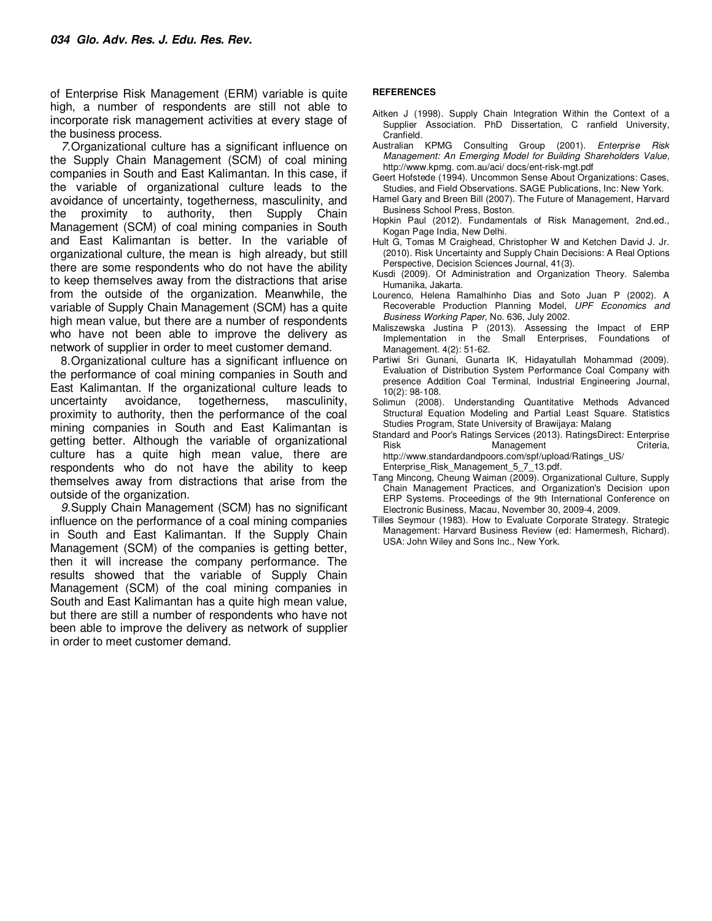of Enterprise Risk Management (ERM) variable is quite high, a number of respondents are still not able to incorporate risk management activities at every stage of the business process.

*7.*Organizational culture has a significant influence on the Supply Chain Management (SCM) of coal mining companies in South and East Kalimantan. In this case, if the variable of organizational culture leads to the avoidance of uncertainty, togetherness, masculinity, and the proximity to authority, then Supply Chain Management (SCM) of coal mining companies in South and East Kalimantan is better. In the variable of organizational culture, the mean is high already, but still there are some respondents who do not have the ability to keep themselves away from the distractions that arise from the outside of the organization. Meanwhile, the variable of Supply Chain Management (SCM) has a quite high mean value, but there are a number of respondents who have not been able to improve the delivery as network of supplier in order to meet customer demand.

8.Organizational culture has a significant influence on the performance of coal mining companies in South and East Kalimantan. If the organizational culture leads to uncertainty avoidance, togetherness, masculinity, proximity to authority, then the performance of the coal mining companies in South and East Kalimantan is getting better. Although the variable of organizational culture has a quite high mean value, there are respondents who do not have the ability to keep themselves away from distractions that arise from the outside of the organization.

*9.*Supply Chain Management (SCM) has no significant influence on the performance of a coal mining companies in South and East Kalimantan. If the Supply Chain Management (SCM) of the companies is getting better, then it will increase the company performance. The results showed that the variable of Supply Chain Management (SCM) of the coal mining companies in South and East Kalimantan has a quite high mean value, but there are still a number of respondents who have not been able to improve the delivery as network of supplier in order to meet customer demand.

**REFERENCES**

Aitken J (1998). Supply Chain Integration Within the Context of a Supplier Association. PhD Dissertation, C ranfield University, Cranfield.

Australian KPMG Consulting Group (2001). *Enterprise Risk Management: An Emerging Model for Building Shareholders Value,* http://www.kpmg. com.au/aci/ docs/ent-risk-mgt.pdf

Geert Hofstede (1994). Uncommon Sense About Organizations: Cases, Studies, and Field Observations. SAGE Publications, Inc: New York.

Hamel Gary and Breen Bill (2007). The Future of Management, Harvard Business School Press, Boston.

Hopkin Paul (2012). Fundamentals of Risk Management, 2nd.ed., Kogan Page India, New Delhi.

Hult G, Tomas M Craighead, Christopher W and Ketchen David J. Jr. (2010). Risk Uncertainty and Supply Chain Decisions: A Real Options Perspective, Decision Sciences Journal, 41(3).

Kusdi (2009). Of Administration and Organization Theory. Salemba Humanika, Jakarta.

Lourenco, Helena Ramalhinho Dias and Soto Juan P (2002). A Recoverable Production Planning Model, *UPF Economics and Business Working Paper,* No. 636, July 2002.

Maliszewska Justina P (2013). Assessing the Impact of ERP Implementation in the Small Enterprises, Foundations of Management. 4(2): 51-62.

Partiwi Sri Gunani, Gunarta IK, Hidayatullah Mohammad (2009). Evaluation of Distribution System Performance Coal Company with presence Addition Coal Terminal, Industrial Engineering Journal, 10(2): 98-108.

Solimun (2008). Understanding Quantitative Methods Advanced Structural Equation Modeling and Partial Least Square. Statistics Studies Program, State University of Brawijaya: Malang

Standard and Poor's Ratings Services (2013). RatingsDirect: Enterprise Risk Management Criteria, http://www.standardandpoors.com/spf/upload/Ratings_US/ Enterprise_Risk_Management_5_7_13.pdf.

Tang Mincong, Cheung Waiman (2009). Organizational Culture, Supply Chain Management Practices, and Organization's Decision upon ERP Systems. Proceedings of the 9th International Conference on Electronic Business, Macau, November 30, 2009-4, 2009.

Tilles Seymour (1983). How to Evaluate Corporate Strategy. Strategic Management: Harvard Business Review (ed: Hamermesh, Richard). USA: John Wiley and Sons Inc., New York.